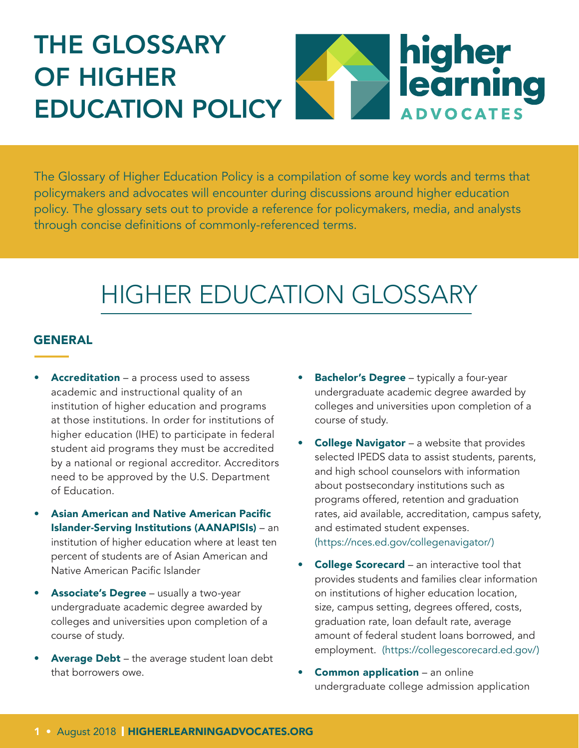# THE GLOSSARY OF HIGHER EDUCATION POLICY

higher learning ADVOCATES

The Glossary of Higher Education Policy is a compilation of some key words and terms that policymakers and advocates will encounter during discussions around higher education policy. The glossary sets out to provide a reference for policymakers, media, and analysts through concise definitions of commonly-referenced terms.

## HIGHER EDUCATION GLOSSARY

### GENERAL

- **Accreditation** – a process used to assess academic and instructional quality of an institution of higher education and programs at those institutions. In order for institutions of higher education (IHE) to participate in federal student aid programs they must be accredited by a national or regional accreditor. Accreditors need to be approved by the U.S. Department of Education.
- **Asian American and Native American Pacific Islander-Serving Institutions (AANAPISIs)** – an institution of higher education where at least ten percent of students are of Asian American and Native American Pacific Islander
- **Associate's Degree** – usually a two-year undergraduate academic degree awarded by colleges and universities upon completion of a course of study.
- **Average Debt** – the average student loan debt that borrowers owe.
- **Bachelor's Degree** – typically a four-year undergraduate academic degree awarded by colleges and universities upon completion of a course of study.
- **College Navigator** – a website that provides selected IPEDS data to assist students, parents, and high school counselors with information about postsecondary institutions such as programs offered, retention and graduation rates, aid available, accreditation, campus safety, and estimated student expenses. (https://nces.ed.gov/collegenavigator/)
- **College Scorecard** – an interactive tool that provides students and families clear information on institutions of higher education location, size, campus setting, degrees offered, costs, graduation rate, loan default rate, average amount of federal student loans borrowed, and employment. (https://collegescorecard.ed.gov/)
- **Common application** – an online undergraduate college admission application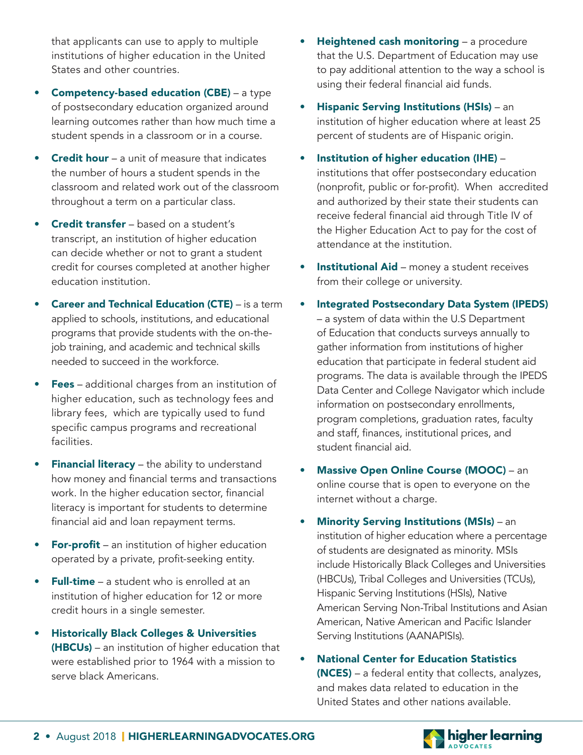that applicants can use to apply to multiple institutions of higher education in the United States and other countries.

- **Competency-based education (CBE)** – a type of postsecondary education organized around learning outcomes rather than how much time a student spends in a classroom or in a course.
- **Credit hour** – a unit of measure that indicates the number of hours a student spends in the classroom and related work out of the classroom throughout a term on a particular class.
- **Credit transfer** – based on a student's transcript, an institution of higher education can decide whether or not to grant a student credit for courses completed at another higher education institution.
- **Career and Technical Education (CTE)** – is a term applied to schools, institutions, and educational programs that provide students with the on-the-job training, and academic and technical skills needed to succeed in the workforce.
- **Fees** – additional charges from an institution of higher education, such as technology fees and library fees, which are typically used to fund specific campus programs and recreational facilities.
- **Financial literacy** – the ability to understand how money and financial terms and transactions work. In the higher education sector, financial literacy is important for students to determine financial aid and loan repayment terms.
- **For-profit** – an institution of higher education operated by a private, profit-seeking entity.
- **Full-time** – a student who is enrolled at an institution of higher education for 12 or more credit hours in a single semester.
- **Historically Black Colleges & Universities (HBCUs)** – an institution of higher education that were established prior to 1964 with a mission to serve black Americans.
- **Heightened cash monitoring** – a procedure that the U.S. Department of Education may use to pay additional attention to the way a school is using their federal financial aid funds.
- **Hispanic Serving Institutions (HSIs)** – an institution of higher education where at least 25 percent of students are of Hispanic origin.
- **Institution of higher education (IHE)** – institutions that offer postsecondary education (nonprofit, public or for-profit). When accredited and authorized by their state their students can receive federal financial aid through Title IV of the Higher Education Act to pay for the cost of attendance at the institution.
- **Institutional Aid** – money a student receives from their college or university.
- **Integrated Postsecondary Data System (IPEDS)** – a system of data within the U.S Department of Education that conducts surveys annually to gather information from institutions of higher education that participate in federal student aid programs. The data is available through the IPEDS Data Center and College Navigator which include information on postsecondary enrollments, program completions, graduation rates, faculty and staff, finances, institutional prices, and student financial aid.
- **Massive Open Online Course (MOOC)** – an online course that is open to everyone on the internet without a charge.
- **Minority Serving Institutions (MSIs)** – an institution of higher education where a percentage of students are designated as minority. MSIs include Historically Black Colleges and Universities (HBCUs), Tribal Colleges and Universities (TCUs), Hispanic Serving Institutions (HSIs), Native American Serving Non-Tribal Institutions and Asian American, Native American and Pacific Islander Serving Institutions (AANAPISIs).
- **National Center for Education Statistics (NCES)** – a federal entity that collects, analyzes, and makes data related to education in the United States and other nations available.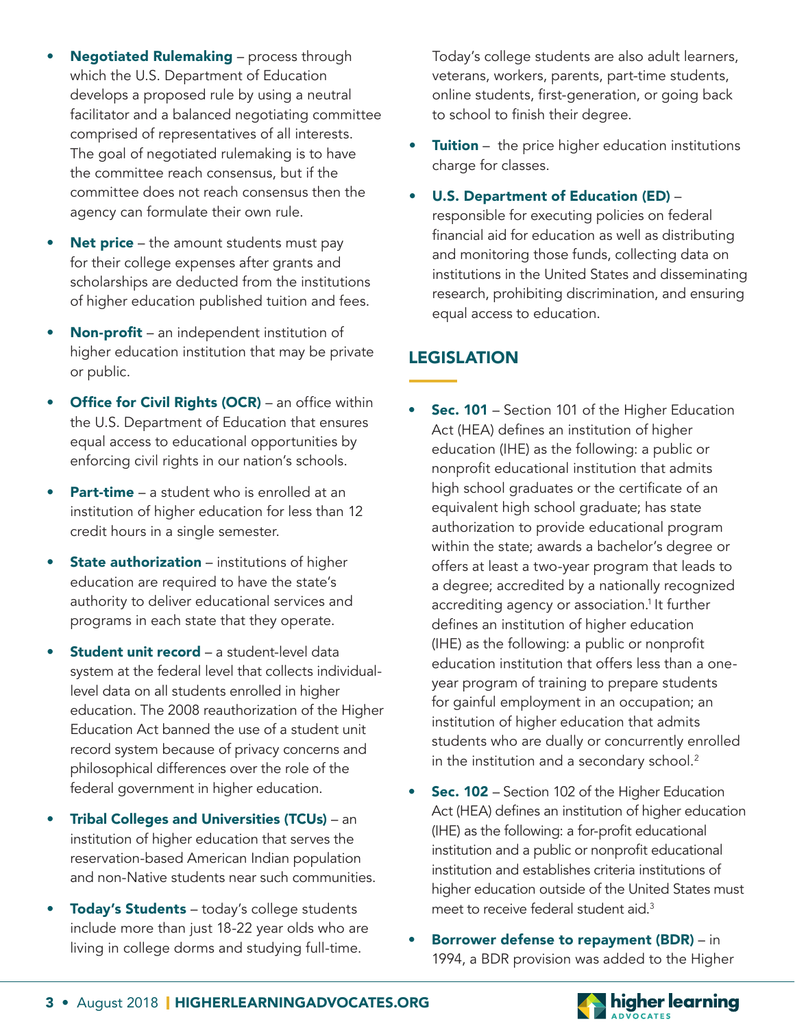- **Negotiated Rulemaking** – process through which the U.S. Department of Education develops a proposed rule by using a neutral facilitator and a balanced negotiating committee comprised of representatives of all interests. The goal of negotiated rulemaking is to have the committee reach consensus, but if the committee does not reach consensus then the agency can formulate their own rule.
- **Net price** – the amount students must pay for their college expenses after grants and scholarships are deducted from the institutions of higher education published tuition and fees.
- **Non-profit** – an independent institution of higher education institution that may be private or public.
- **Office for Civil Rights (OCR)** – an office within the U.S. Department of Education that ensures equal access to educational opportunities by enforcing civil rights in our nation's schools.
- **Part-time** – a student who is enrolled at an institution of higher education for less than 12 credit hours in a single semester.
- **State authorization** – institutions of higher education are required to have the state's authority to deliver educational services and programs in each state that they operate.
- **Student unit record** – a student-level data system at the federal level that collects individual-level data on all students enrolled in higher education. The 2008 reauthorization of the Higher Education Act banned the use of a student unit record system because of privacy concerns and philosophical differences over the role of the federal government in higher education.
- **Tribal Colleges and Universities (TCUs)** – an institution of higher education that serves the reservation-based American Indian population and non-Native students near such communities.
- **Today's Students** – today's college students include more than just 18-22 year olds who are living in college dorms and studying full-time. Today's college students are also adult learners, veterans, workers, parents, part-time students, online students, first-generation, or going back to school to finish their degree.
- **Tuition** – the price higher education institutions charge for classes.
- **U.S. Department of Education (ED)** – responsible for executing policies on federal financial aid for education as well as distributing and monitoring those funds, collecting data on institutions in the United States and disseminating research, prohibiting discrimination, and ensuring equal access to education.

## LEGISLATION

- **Sec. 101** – Section 101 of the Higher Education Act (HEA) defines an institution of higher education (IHE) as the following: a public or nonprofit educational institution that admits high school graduates or the certificate of an equivalent high school graduate; has state authorization to provide educational program within the state; awards a bachelor's degree or offers at least a two-year program that leads to a degree; accredited by a nationally recognized accrediting agency or association.[1] It further defines an institution of higher education (IHE) as the following: a public or nonprofit education institution that offers less than a one-year program of training to prepare students for gainful employment in an occupation; an institution of higher education that admits students who are dually or concurrently enrolled in the institution and a secondary school.[2]
- **Sec. 102** – Section 102 of the Higher Education Act (HEA) defines an institution of higher education (IHE) as the following: a for-profit educational institution and a public or nonprofit educational institution and establishes criteria institutions of higher education outside of the United States must meet to receive federal student aid.[3]
- **Borrower defense to repayment (BDR)** – in 1994, a BDR provision was added to the Higher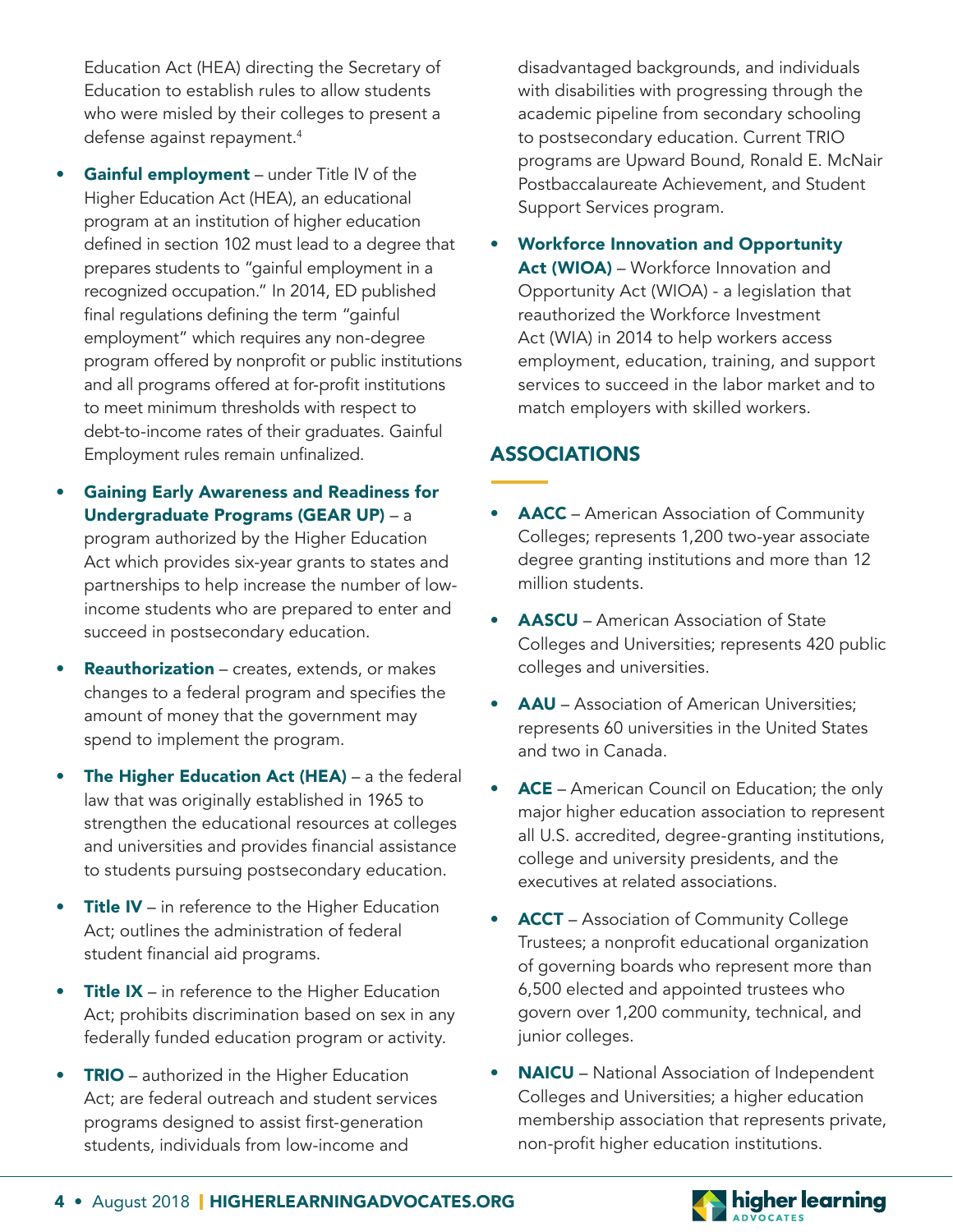Education Act (HEA) directing the Secretary of Education to establish rules to allow students who were misled by their colleges to present a defense against repayment.[4]

- **Gainful employment** – under Title IV of the Higher Education Act (HEA), an educational program at an institution of higher education defined in section 102 must lead to a degree that prepares students to "gainful employment in a recognized occupation." In 2014, ED published final regulations defining the term "gainful employment" which requires any non-degree program offered by nonprofit or public institutions and all programs offered at for-profit institutions to meet minimum thresholds with respect to debt-to-income rates of their graduates. Gainful Employment rules remain unfinalized.
- **Gaining Early Awareness and Readiness for Undergraduate Programs (GEAR UP)** – a program authorized by the Higher Education Act which provides six-year grants to states and partnerships to help increase the number of low-income students who are prepared to enter and succeed in postsecondary education.
- **Reauthorization** – creates, extends, or makes changes to a federal program and specifies the amount of money that the government may spend to implement the program.
- **The Higher Education Act (HEA)** – a the federal law that was originally established in 1965 to strengthen the educational resources at colleges and universities and provides financial assistance to students pursuing postsecondary education.
- **Title IV** – in reference to the Higher Education Act; outlines the administration of federal student financial aid programs.
- **Title IX** – in reference to the Higher Education Act; prohibits discrimination based on sex in any federally funded education program or activity.
- **TRIO** – authorized in the Higher Education Act; are federal outreach and student services programs designed to assist first-generation students, individuals from low-income and disadvantaged backgrounds, and individuals with disabilities with progressing through the academic pipeline from secondary schooling to postsecondary education. Current TRIO programs are Upward Bound, Ronald E. McNair Postbaccalaureate Achievement, and Student Support Services program.
- **Workforce Innovation and Opportunity Act (WIOA)** – Workforce Innovation and Opportunity Act (WIOA) - a legislation that reauthorized the Workforce Investment Act (WIA) in 2014 to help workers access employment, education, training, and support services to succeed in the labor market and to match employers with skilled workers.

## ASSOCIATIONS

- **AACC** – American Association of Community Colleges; represents 1,200 two-year associate degree granting institutions and more than 12 million students.
- **AASCU** – American Association of State Colleges and Universities; represents 420 public colleges and universities.
- **AAU** – Association of American Universities; represents 60 universities in the United States and two in Canada.
- **ACE** – American Council on Education; the only major higher education association to represent all U.S. accredited, degree-granting institutions, college and university presidents, and the executives at related associations.
- **ACCT** – Association of Community College Trustees; a nonprofit educational organization of governing boards who represent more than 6,500 elected and appointed trustees who govern over 1,200 community, technical, and junior colleges.
- **NAICU** – National Association of Independent Colleges and Universities; a higher education membership association that represents private, non-profit higher education institutions.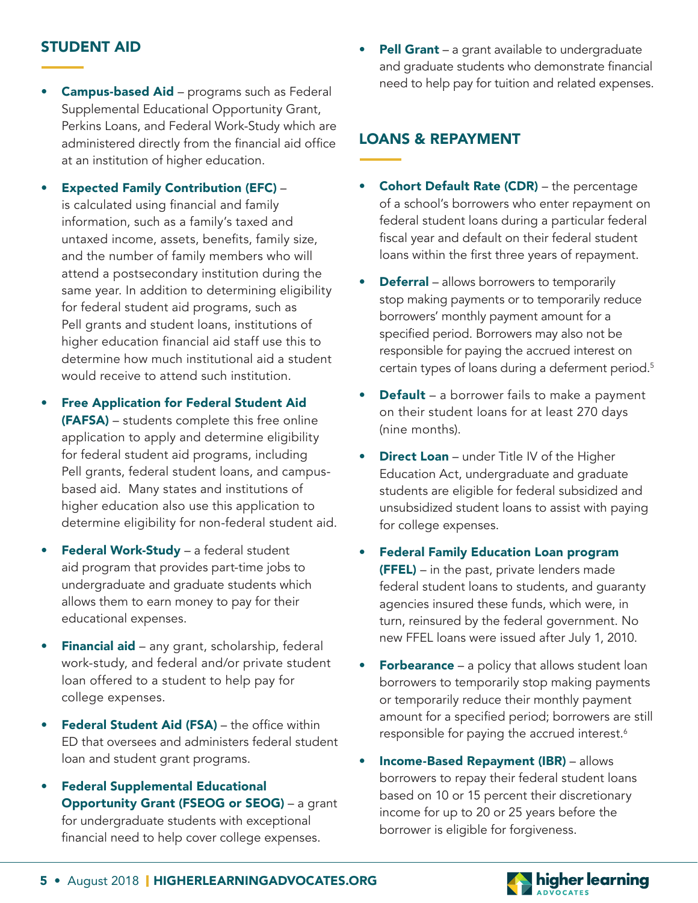## STUDENT AID

- **Campus-based Aid** – programs such as Federal Supplemental Educational Opportunity Grant, Perkins Loans, and Federal Work-Study which are administered directly from the financial aid office at an institution of higher education.
- **Expected Family Contribution (EFC)** – is calculated using financial and family information, such as a family's taxed and untaxed income, assets, benefits, family size, and the number of family members who will attend a postsecondary institution during the same year. In addition to determining eligibility for federal student aid programs, such as Pell grants and student loans, institutions of higher education financial aid staff use this to determine how much institutional aid a student would receive to attend such institution.
- **Free Application for Federal Student Aid (FAFSA)** – students complete this free online application to apply and determine eligibility for federal student aid programs, including Pell grants, federal student loans, and campus-based aid. Many states and institutions of higher education also use this application to determine eligibility for non-federal student aid.
- **Federal Work-Study** – a federal student aid program that provides part-time jobs to undergraduate and graduate students which allows them to earn money to pay for their educational expenses.
- **Financial aid** – any grant, scholarship, federal work-study, and federal and/or private student loan offered to a student to help pay for college expenses.
- **Federal Student Aid (FSA)** – the office within ED that oversees and administers federal student loan and student grant programs.
- **Federal Supplemental Educational Opportunity Grant (FSEOG or SEOG)** – a grant for undergraduate students with exceptional financial need to help cover college expenses.
- **Pell Grant** – a grant available to undergraduate and graduate students who demonstrate financial need to help pay for tuition and related expenses.

## LOANS & REPAYMENT

- **Cohort Default Rate (CDR)** – the percentage of a school's borrowers who enter repayment on federal student loans during a particular federal fiscal year and default on their federal student loans within the first three years of repayment.
- **Deferral** – allows borrowers to temporarily stop making payments or to temporarily reduce borrowers' monthly payment amount for a specified period. Borrowers may also not be responsible for paying the accrued interest on certain types of loans during a deferment period.[5]
- **Default** – a borrower fails to make a payment on their student loans for at least 270 days (nine months).
- **Direct Loan** – under Title IV of the Higher Education Act, undergraduate and graduate students are eligible for federal subsidized and unsubsidized student loans to assist with paying for college expenses.
- **Federal Family Education Loan program (FFEL)** – in the past, private lenders made federal student loans to students, and guaranty agencies insured these funds, which were, in turn, reinsured by the federal government. No new FFEL loans were issued after July 1, 2010.
- **Forbearance** – a policy that allows student loan borrowers to temporarily stop making payments or temporarily reduce their monthly payment amount for a specified period; borrowers are still responsible for paying the accrued interest.[6]
- **Income-Based Repayment (IBR)** – allows borrowers to repay their federal student loans based on 10 or 15 percent their discretionary income for up to 20 or 25 years before the borrower is eligible for forgiveness.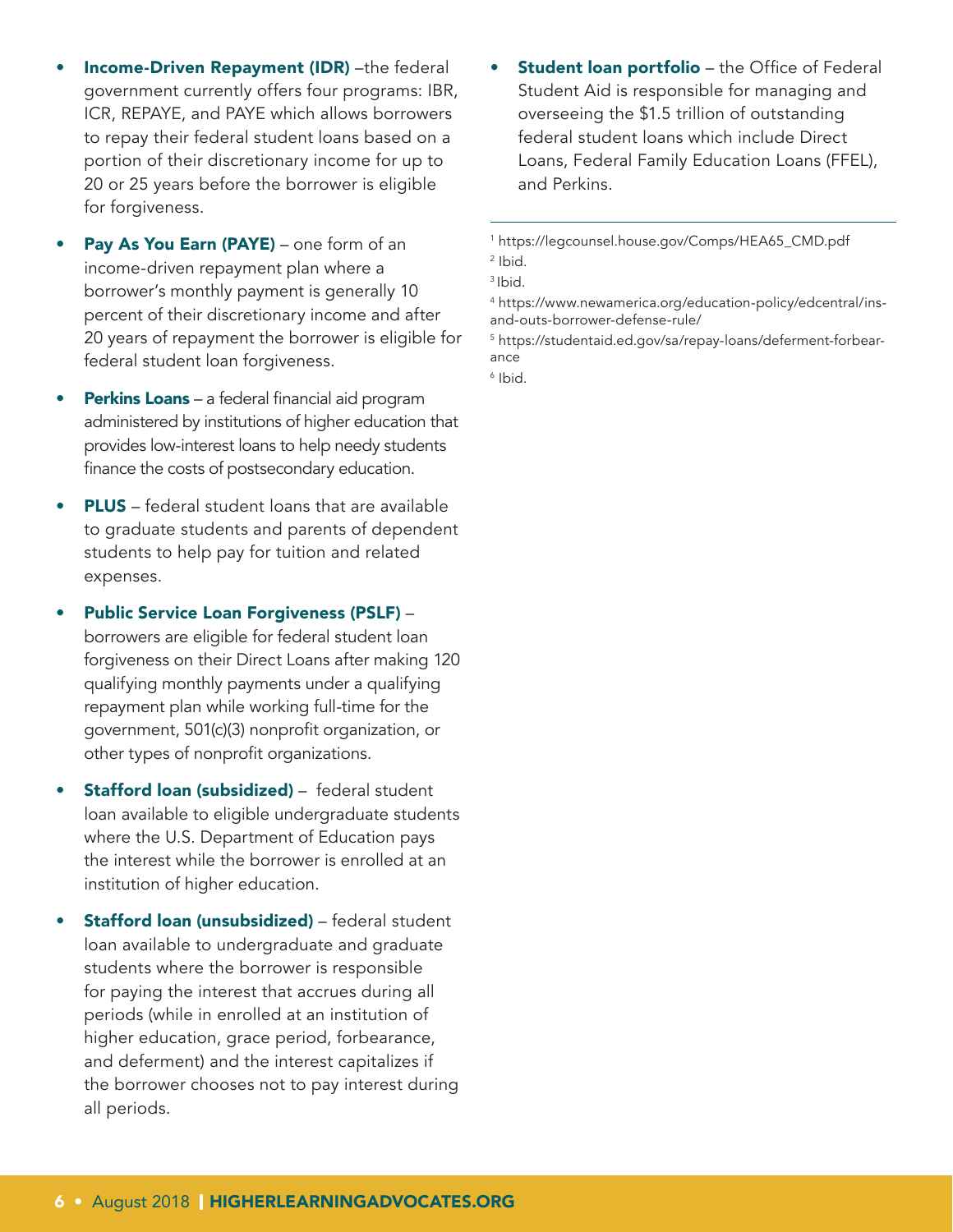- **Income-Driven Repayment (IDR)** –the federal government currently offers four programs: IBR, ICR, REPAYE, and PAYE which allows borrowers to repay their federal student loans based on a portion of their discretionary income for up to 20 or 25 years before the borrower is eligible for forgiveness.

- **Pay As You Earn (PAYE)** – one form of an income-driven repayment plan where a borrower's monthly payment is generally 10 percent of their discretionary income and after 20 years of repayment the borrower is eligible for federal student loan forgiveness.

- **Perkins Loans** – a federal financial aid program administered by institutions of higher education that provides low-interest loans to help needy students finance the costs of postsecondary education.

- **PLUS** – federal student loans that are available to graduate students and parents of dependent students to help pay for tuition and related expenses.

- **Public Service Loan Forgiveness (PSLF)** – borrowers are eligible for federal student loan forgiveness on their Direct Loans after making 120 qualifying monthly payments under a qualifying repayment plan while working full-time for the government, 501(c)(3) nonprofit organization, or other types of nonprofit organizations.

- **Stafford loan (subsidized)** – federal student loan available to eligible undergraduate students where the U.S. Department of Education pays the interest while the borrower is enrolled at an institution of higher education.

- **Stafford loan (unsubsidized)** – federal student loan available to undergraduate and graduate students where the borrower is responsible for paying the interest that accrues during all periods (while in enrolled at an institution of higher education, grace period, forbearance, and deferment) and the interest capitalizes if the borrower chooses not to pay interest during all periods.

- **Student loan portfolio** – the Office of Federal Student Aid is responsible for managing and overseeing the $1.5 trillion of outstanding federal student loans which include Direct Loans, Federal Family Education Loans (FFEL), and Perkins.

---

[1] https://legcounsel.house.gov/Comps/HEA65_CMD.pdf

[2] Ibid.

[3] Ibid.

[4] https://www.newamerica.org/education-policy/edcentral/ins-and-outs-borrower-defense-rule/

[5] https://studentaid.ed.gov/sa/repay-loans/deferment-forbearance

[6] Ibid.